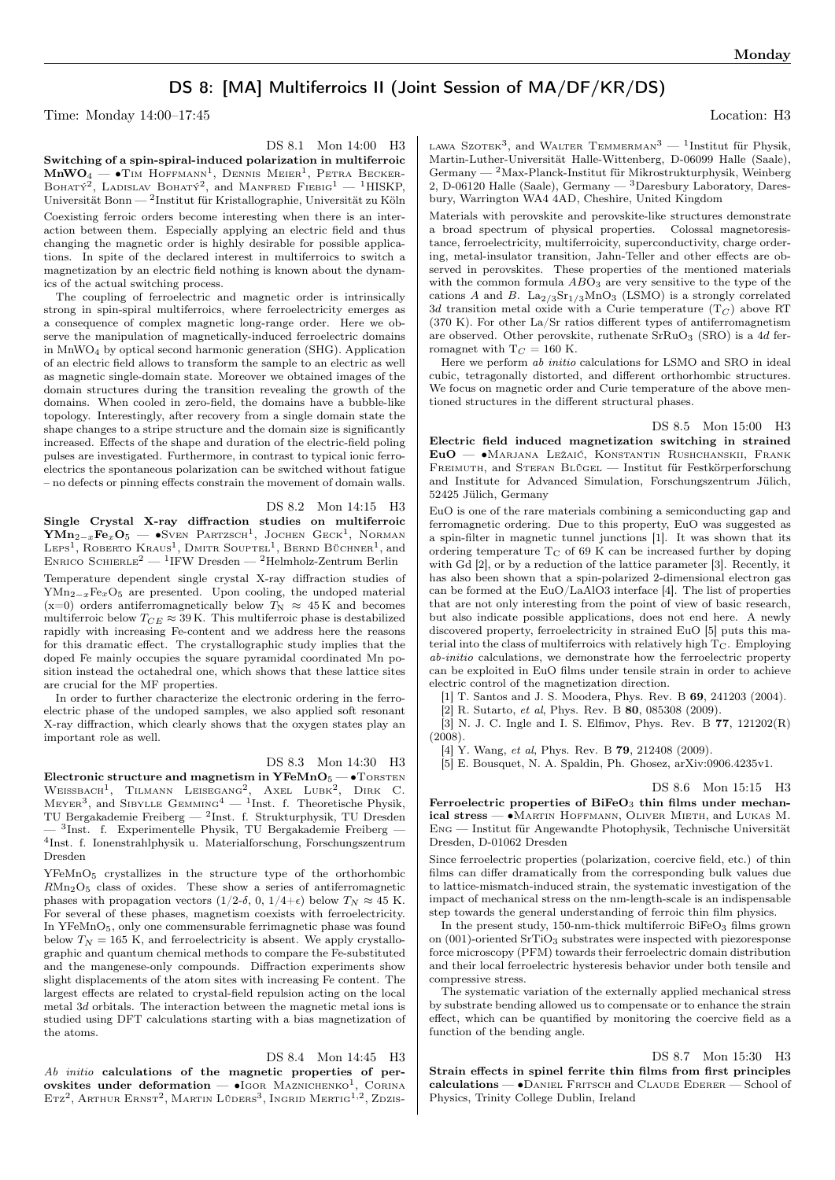# DS 8: [MA] Multiferroics II (Joint Session of MA/DF/KR/DS)

Time: Monday 14:00–17:45 Location: H3

DS 8.1 Mon 14:00 H3

**Switching of a spin-spiral-induced polarization in multiferroic $MnWO_4$** — •Tim Hoffmann[1], Dennis Meier[1], Petra Becker-Bohatý[2], Ladislav Bohatý[2], and Manfred Fiebig[1] — [1]HISKP, Universität Bonn — [2]Institut für Kristallographie, Universität zu Köln

Coexisting ferroic orders become interesting when there is an interaction between them. Especially applying an electric field and thus changing the magnetic order is highly desirable for possible applications. In spite of the declared interest in multiferroics to switch a magnetization by an electric field nothing is known about the dynamics of the actual switching process.

The coupling of ferroelectric and magnetic order is intrinsically strong in spin-spiral multiferroics, where ferroelectricity emerges as a consequence of complex magnetic long-range order. Here we observe the manipulation of magnetically-induced ferroelectric domains in $MnWO_4$ by optical second harmonic generation (SHG). Application of an electric field allows to transform the sample to an electric as well as magnetic single-domain state. Moreover we obtained images of the domain structures during the transition revealing the growth of the domains. When cooled in zero-field, the domains have a bubble-like topology. Interestingly, after recovery from a single domain state the shape changes to a stripe structure and the domain size is significantly increased. Effects of the shape and duration of the electric-field poling pulses are investigated. Furthermore, in contrast to typical ionic ferroelectrics the spontaneous polarization can be switched without fatigue – no defects or pinning effects constrain the movement of domain walls.

DS 8.2 Mon 14:15 H3

**Single Crystal X-ray diffraction studies on multiferroic $YMn_{2-x}Fe_xO_5$** — •Sven Partzsch[1], Jochen Geck[1], Norman Leps[1], Roberto Kraus[1], Dmitr Souptel[1], Bernd Büchner[1], and Enrico Schierle[2] — [1]IFW Dresden — [2]Helmholz-Zentrum Berlin

Temperature dependent single crystal X-ray diffraction studies of $YMn_{2-x}Fe_xO_5$ are presented. Upon cooling, the undoped material (x=0) orders antiferromagnetically below $T_N \approx 45$ K and becomes multiferroic below $T_{CE} \approx 39$ K. This multiferroic phase is destabilized rapidly with increasing Fe-content and we address here the reasons for this dramatic effect. The crystallographic study implies that the doped Fe mainly occupies the square pyramidal coordinated Mn position instead the octahedral one, which shows that these lattice sites are crucial for the MF properties.

In order to further characterize the electronic ordering in the ferroelectric phase of the undoped samples, we also applied soft resonant X-ray diffraction, which clearly shows that the oxygen states play an important role as well.

DS 8.3 Mon 14:30 H3

**Electronic structure and magnetism in $YFeMnO_5$** — •Torsten Weissbach[1], Tilmann Leisegang[2], Axel Lubk[2], Dirk C. Meyer[3], and Sibylle Gemming[4] — [1]Inst. f. Theoretische Physik, TU Bergakademie Freiberg — [2]Inst. f. Strukturphysik, TU Dresden — [3]Inst. f. Experimentelle Physik, TU Bergakademie Freiberg — [4]Inst. f. Ionenstrahlphysik u. Materialforschung, Forschungszentrum Dresden

$YFeMnO_5$ crystallizes in the structure type of the orthorhombic $RMn_2O_5$ class of oxides. These show a series of antiferromagnetic phases with propagation vectors ($1/2$-$\delta$, 0, $1/4$+$\epsilon$) below $T_N \approx 45$ K. For several of these phases, magnetism coexists with ferroelectricity. In $YFeMnO_5$, only one commensurable ferrimagnetic phase was found below $T_N = 165$ K, and ferroelectricity is absent. We apply crystallographic and quantum chemical methods to compare the Fe-substituted and the mangenese-only compounds. Diffraction experiments show slight displacements of the atom sites with increasing Fe content. The largest effects are related to crystal-field repulsion acting on the local metal 3*d* orbitals. The interaction between the magnetic metal ions is studied using DFT calculations starting with a bias magnetization of the atoms.

DS 8.4 Mon 14:45 H3

***Ab initio* calculations of the magnetic properties of perovskites under deformation** — •Igor Maznichenko[1], Corina Etz[2], Arthur Ernst[2], Martin Lüders[3], Ingrid Mertig[1,2], Zdzislawa Szotek[3], and Walter Temmerman[3] — [1]Institut für Physik, Martin-Luther-Universität Halle-Wittenberg, D-06099 Halle (Saale), Germany — [2]Max-Planck-Institut für Mikrostrukturphysik, Weinberg 2, D-06120 Halle (Saale), Germany — [3]Daresbury Laboratory, Daresbury, Warrington WA4 4AD, Cheshire, United Kingdom

Materials with perovskite and perovskite-like structures demonstrate a broad spectrum of physical properties. Colossal magnetoresistance, ferroelectricity, multiferroicity, superconductivity, charge ordering, metal-insulator transition, Jahn-Teller and other effects are observed in perovskites. These properties of the mentioned materials with the common formula $ABO_3$ are very sensitive to the type of the cations *A* and *B*. $La_{2/3}Sr_{1/3}MnO_3$ (LSMO) is a strongly correlated 3*d* transition metal oxide with a Curie temperature ($T_C$) above RT (370 K). For other La/Sr ratios different types of antiferromagnetism are observed. Other perovskite, ruthenate $SrRuO_3$ (SRO) is a 4*d* ferromagnet with $T_C = 160$ K.

Here we perform *ab initio* calculations for LSMO and SRO in ideal cubic, tetragonally distorted, and different orthorhombic structures. We focus on magnetic order and Curie temperature of the above mentioned structures in the different structural phases.

DS 8.5 Mon 15:00 H3

**Electric field induced magnetization switching in strained EuO** — •Marjana Ležaić, Konstantin Rushchanskii, Frank Freimuth, and Stefan Blügel — Institut für Festkörperforschung and Institute for Advanced Simulation, Forschungszentrum Jülich, 52425 Jülich, Germany

EuO is one of the rare materials combining a semiconducting gap and ferromagnetic ordering. Due to this property, EuO was suggested as a spin-filter in magnetic tunnel junctions [1]. It was shown that its ordering temperature $T_C$ of 69 K can be increased further by doping with Gd [2], or by a reduction of the lattice parameter [3]. Recently, it has also been shown that a spin-polarized 2-dimensional electron gas can be formed at the EuO/LaAlO3 interface [4]. The list of properties that are not only interesting from the point of view of basic research, but also indicate possible applications, does not end here. A newly discovered property, ferroelectricity in strained EuO [5] puts this material into the class of multiferroics with relatively high $T_C$. Employing *ab-initio* calculations, we demonstrate how the ferroelectric property can be exploited in EuO films under tensile strain in order to achieve electric control of the magnetization direction.

[1] T. Santos and J. S. Moodera, Phys. Rev. B **69**, 241203 (2004).

[2] R. Sutarto, *et al*, Phys. Rev. B **80**, 085308 (2009).

[3] N. J. C. Ingle and I. S. Elfimov, Phys. Rev. B **77**, 121202(R) (2008).

[4] Y. Wang, *et al*, Phys. Rev. B **79**, 212408 (2009).

[5] E. Bousquet, N. A. Spaldin, Ph. Ghosez, arXiv:0906.4235v1.

DS 8.6 Mon 15:15 H3

**Ferroelectric properties of $BiFeO_3$ thin films under mechanical stress** — •Martin Hoffmann, Oliver Mieth, and Lukas M. Eng — Institut für Angewandte Photophysik, Technische Universität Dresden, D-01062 Dresden

Since ferroelectric properties (polarization, coercive field, etc.) of thin films can differ dramatically from the corresponding bulk values due to lattice-mismatch-induced strain, the systematic investigation of the impact of mechanical stress on the nm-length-scale is an indispensable step towards the general understanding of ferroic thin film physics.

In the present study, 150-nm-thick multiferroic $BiFeO_3$ films grown on (001)-oriented $SrTiO_3$ substrates were inspected with piezoresponse force microscopy (PFM) towards their ferroelectric domain distribution and their local ferroelectric hysteresis behavior under both tensile and compressive stress.

The systematic variation of the externally applied mechanical stress by substrate bending allowed us to compensate or to enhance the strain effect, which can be quantified by monitoring the coercive field as a function of the bending angle.

DS 8.7 Mon 15:30 H3

**Strain effects in spinel ferrite thin films from first principles calculations** — •Daniel Fritsch and Claude Ederer — School of Physics, Trinity College Dublin, Ireland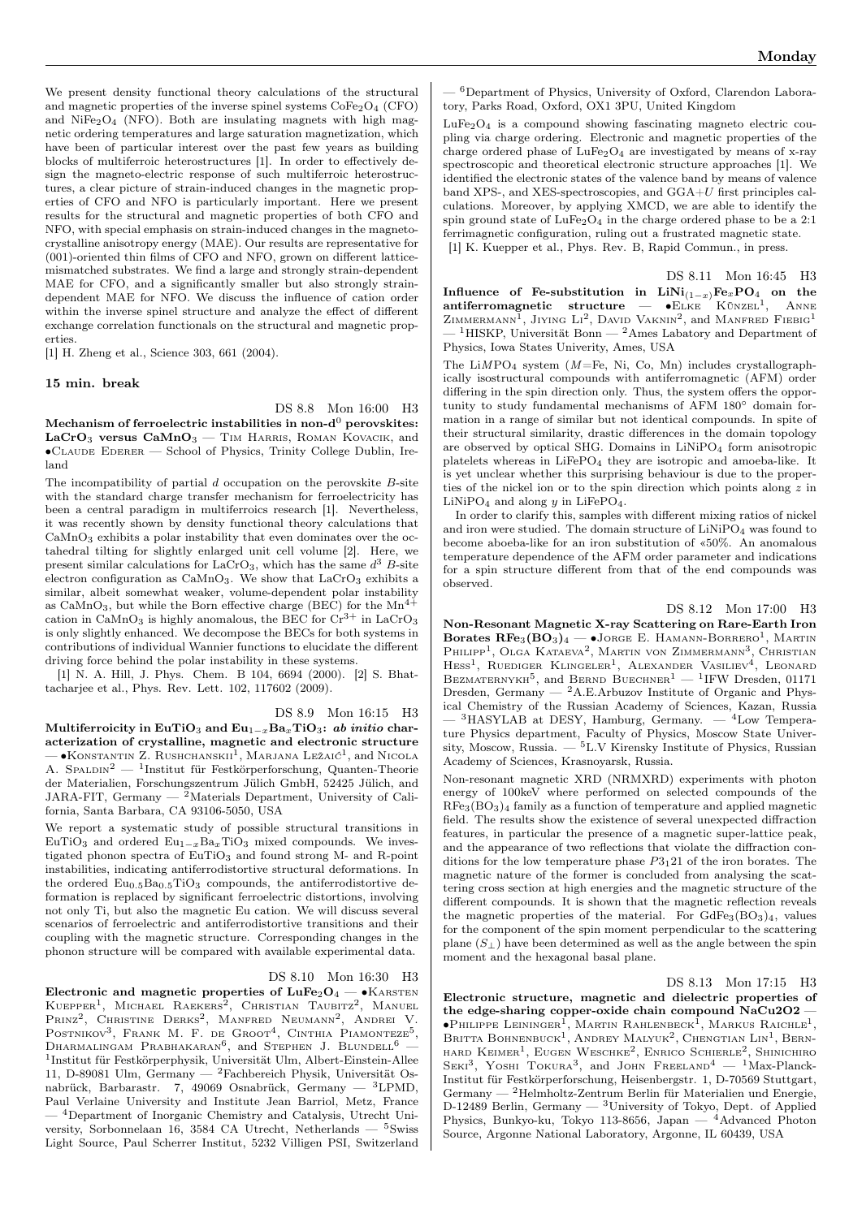We present density functional theory calculations of the structural and magnetic properties of the inverse spinel systems $CoFe_2O_4$ (CFO) and $NiFe_2O_4$ (NFO). Both are insulating magnets with high magnetic ordering temperatures and large saturation magnetization, which have been of particular interest over the past few years as building blocks of multiferroic heterostructures [1]. In order to effectively design the magneto-electric response of such multiferroic heterostructures, a clear picture of strain-induced changes in the magnetic properties of CFO and NFO is particularly important. Here we present results for the structural and magnetic properties of both CFO and NFO, with special emphasis on strain-induced changes in the magnetocrystalline anisotropy energy (MAE). Our results are representative for (001)-oriented thin films of CFO and NFO, grown on different lattice-mismatched substrates. We find a large and strongly strain-dependent MAE for CFO, and a significantly smaller but also strongly strain-dependent MAE for NFO. We discuss the influence of cation order within the inverse spinel structure and analyze the effect of different exchange correlation functionals on the structural and magnetic properties.

[1] H. Zheng et al., Science 303, 661 (2004).

**15 min. break**

DS 8.8 Mon 16:00 H3

**Mechanism of ferroelectric instabilities in non-$d^0$ perovskites: $LaCrO_3$ versus $CaMnO_3$** — Tim Harris, Roman Kovacik, and •Claude Ederer — School of Physics, Trinity College Dublin, Ireland

The incompatibility of partial $d$ occupation on the perovskite $B$-site with the standard charge transfer mechanism for ferroelectricity has been a central paradigm in multiferroics research [1]. Nevertheless, it was recently shown by density functional theory calculations that $CaMnO_3$ exhibits a polar instability that even dominates over the octahedral tilting for slightly enlarged unit cell volume [2]. Here, we present similar calculations for $LaCrO_3$, which has the same $d^3$ $B$-site electron configuration as $CaMnO_3$. We show that $LaCrO_3$ exhibits a similar, albeit somewhat weaker, volume-dependent polar instability as $CaMnO_3$, but while the Born effective charge (BEC) for the $Mn^{4+}$ cation in $CaMnO_3$ is highly anomalous, the BEC for $Cr^{3+}$ in $LaCrO_3$ is only slightly enhanced. We decompose the BECs for both systems in contributions of individual Wannier functions to elucidate the different driving force behind the polar instability in these systems.

[1] N. A. Hill, J. Phys. Chem. B 104, 6694 (2000). [2] S. Bhattacharjee et al., Phys. Rev. Lett. 102, 117602 (2009).

DS 8.9 Mon 16:15 H3

**Multiferroicity in $EuTiO_3$ and $Eu_{1-x}Ba_xTiO_3$: *ab initio* characterization of crystalline, magnetic and electronic structure** — •Konstantin Z. Rushchanskii[1], Marjana Ležaić[1], and Nicola A. Spaldin[2] — [1]Institut für Festkörperforschung, Quanten-Theorie der Materialien, Forschungszentrum Jülich GmbH, 52425 Jülich, and JARA-FIT, Germany — [2]Materials Department, University of California, Santa Barbara, CA 93106-5050, USA

We report a systematic study of possible structural transitions in $EuTiO_3$ and ordered $Eu_{1-x}Ba_xTiO_3$ mixed compounds. We investigated phonon spectra of $EuTiO_3$ and found strong M- and R-point instabilities, indicating antiferrodistortive structural deformations. In the ordered $Eu_{0.5}Ba_{0.5}TiO_3$ compounds, the antiferrodistortive deformation is replaced by significant ferroelectric distortions, involving not only Ti, but also the magnetic Eu cation. We will discuss several scenarios of ferroelectric and antiferrodistortive transitions and their coupling with the magnetic structure. Corresponding changes in the phonon structure will be compared with available experimental data.

DS 8.10 Mon 16:30 H3

**Electronic and magnetic properties of $LuFe_2O_4$** — •Karsten Kuepper[1], Michael Raekers[2], Christian Taubitz[2], Manuel Prinz[2], Christine Derks[2], Manfred Neumann[2], Andrei V. Postnikov[3], Frank M. F. de Groot[4], Cinthia Piamonteze[5], Dharmalingam Prabhakaran[6], and Stephen J. Blundell[6] — [1]Institut für Festkörperphysik, Universität Ulm, Albert-Einstein-Allee 11, D-89081 Ulm, Germany — [2]Fachbereich Physik, Universität Osnabrück, Barbarastr. 7, 49069 Osnabrück, Germany — [3]LPMD, Paul Verlaine University and Institute Jean Barriol, Metz, France — [4]Department of Inorganic Chemistry and Catalysis, Utrecht University, Sorbonnelaan 16, 3584 CA Utrecht, Netherlands — [5]Swiss Light Source, Paul Scherrer Institut, 5232 Villigen PSI, Switzerland — [6]Department of Physics, University of Oxford, Clarendon Laboratory, Parks Road, Oxford, OX1 3PU, United Kingdom

$LuFe_2O_4$ is a compound showing fascinating magneto electric coupling via charge ordering. Electronic and magnetic properties of the charge ordered phase of $LuFe_2O_4$ are investigated by means of x-ray spectroscopic and theoretical electronic structure approaches [1]. We identified the electronic states of the valence band by means of valence band XPS-, and XES-spectroscopies, and GGA+$U$ first principles calculations. Moreover, by applying XMCD, we are able to identify the spin ground state of $LuFe_2O_4$ in the charge ordered phase to be a 2:1 ferrimagnetic configuration, ruling out a frustrated magnetic state.

[1] K. Kuepper et al., Phys. Rev. B, Rapid Commun., in press.

DS 8.11 Mon 16:45 H3

**Influence of Fe-substitution in $LiNi_{(1-x)}Fe_xPO_4$ on the antiferromagnetic structure** — •Elke Künzel[1], Anne Zimmermann[1], Jiying Li[2], David Vaknin[2], and Manfred Fiebig[1] — [1]HISKP, Universität Bonn — [2]Ames Labatory and Department of Physics, Iowa States Univerity, Ames, USA

The Li$M$PO$_4$ system ($M$=Fe, Ni, Co, Mn) includes crystallographically isostructural compounds with antiferromagnetic (AFM) order differing in the spin direction only. Thus, the system offers the opportunity to study fundamental mechanisms of AFM 180° domain formation in a range of similar but not identical compounds. In spite of their structural similarity, drastic differences in the domain topology are observed by optical SHG. Domains in $LiNiPO_4$ form anisotropic platelets whereas in $LiFePO_4$ they are isotropic and amoeba-like. It is yet unclear whether this surprising behaviour is due to the properties of the nickel ion or to the spin direction which points along $z$ in $LiNiPO_4$ and along $y$ in $LiFePO_4$.

In order to clarify this, samples with different mixing ratios of nickel and iron were studied. The domain structure of $LiNiPO_4$ was found to become aboeba-like for an iron substitution of «50%. An anomalous temperature dependence of the AFM order parameter and indications for a spin structure different from that of the end compounds was observed.

DS 8.12 Mon 17:00 H3

**Non-Resonant Magnetic X-ray Scattering on Rare-Earth Iron Borates $RFe_3(BO_3)_4$** — •Jorge E. Hamann-Borrero[1], Martin Philipp[1], Olga Kataeva[2], Martin von Zimmermann[3], Christian Hess[1], Ruediger Klingeler[1], Alexander Vasiliev[4], Leonard Bezmaternykh[5], and Bernd Buechner[1] — [1]IFW Dresden, 01171 Dresden, Germany — [2]A.E.Arbuzov Institute of Organic and Physical Chemistry of the Russian Academy of Sciences, Kazan, Russia — [3]HASYLAB at DESY, Hamburg, Germany. — [4]Low Temperature Physics department, Faculty of Physics, Moscow State University, Moscow, Russia. — [5]L.V Kirensky Institute of Physics, Russian Academy of Sciences, Krasnoyarsk, Russia.

Non-resonant magnetic XRD (NRMXRD) experiments with photon energy of 100keV where performed on selected compounds of the $RFe_3(BO_3)_4$ family as a function of temperature and applied magnetic field. The results show the existence of several unexpected diffraction features, in particular the presence of a magnetic super-lattice peak, and the appearance of two reflections that violate the diffraction conditions for the low temperature phase $P3_121$ of the iron borates. The magnetic nature of the former is concluded from analysing the scattering cross section at high energies and the magnetic structure of the different compounds. It is shown that the magnetic reflection reveals the magnetic properties of the material. For $GdFe_3(BO_3)_4$, values for the component of the spin moment perpendicular to the scattering plane ($S_\perp$) have been determined as well as the angle between the spin moment and the hexagonal basal plane.

DS 8.13 Mon 17:15 H3

**Electronic structure, magnetic and dielectric properties of the edge-sharing copper-oxide chain compound NaCu2O2** — •Philippe Leininger[1], Martin Rahlenbeck[1], Markus Raichle[1], Britta Bohnenbuck[1], Andrey Malyuk[2], Chengtian Lin[1], Bernhard Keimer[1], Eugen Weschke[2], Enrico Schierle[2], Shinichiro Seki[3], Yoshi Tokura[3], and John Freeland[4] — [1]Max-Planck-Institut für Festkörperforschung, Heisenbergstr. 1, D-70569 Stuttgart, Germany — [2]Helmholtz-Zentrum Berlin für Materialien und Energie, D-12489 Berlin, Germany — [3]University of Tokyo, Dept. of Applied Physics, Bunkyo-ku, Tokyo 113-8656, Japan — [4]Advanced Photon Source, Argonne National Laboratory, Argonne, IL 60439, USA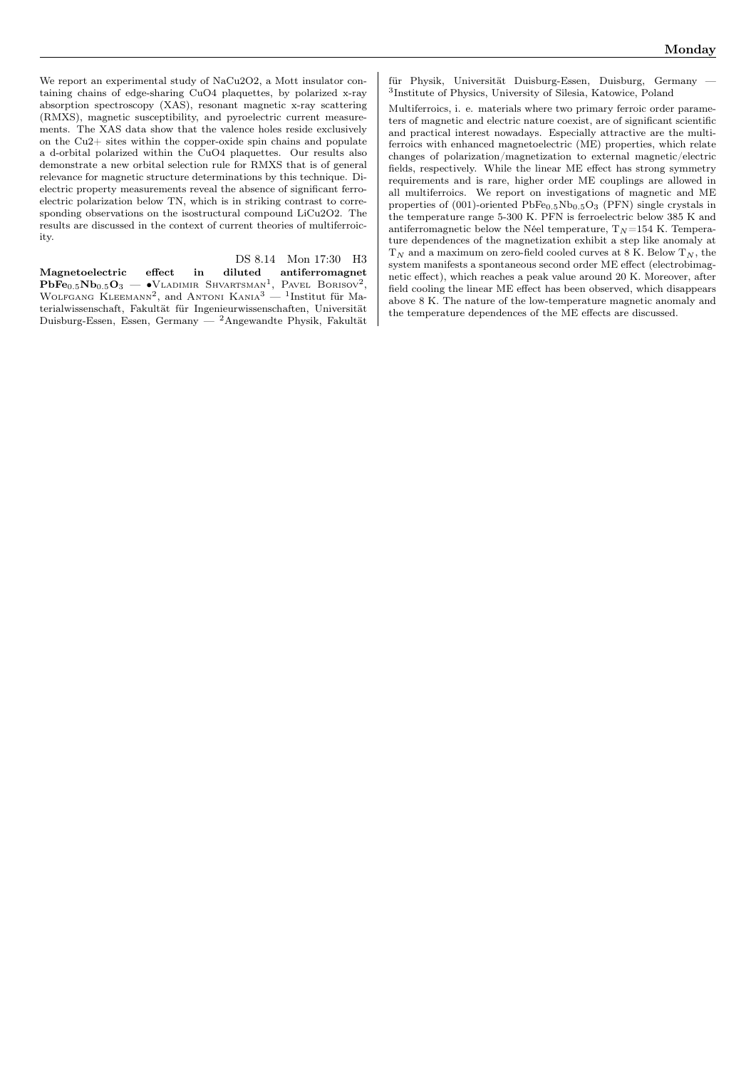We report an experimental study of NaCu2O2, a Mott insulator containing chains of edge-sharing CuO4 plaquettes, by polarized x-ray absorption spectroscopy (XAS), resonant magnetic x-ray scattering (RMXS), magnetic susceptibility, and pyroelectric current measurements. The XAS data show that the valence holes reside exclusively on the Cu2+ sites within the copper-oxide spin chains and populate a d-orbital polarized within the CuO4 plaquettes. Our results also demonstrate a new orbital selection rule for RMXS that is of general relevance for magnetic structure determinations by this technique. Dielectric property measurements reveal the absence of significant ferroelectric polarization below TN, which is in striking contrast to corresponding observations on the isostructural compound LiCu2O2. The results are discussed in the context of current theories of multiferroicity.

DS 8.14 Mon 17:30 H3

**Magnetoelectric effect in diluted antiferromagnet $\mathbf{PbFe_{0.5}Nb_{0.5}O_3}$** — •Vladimir Shvartsman[1], Pavel Borisov[2], Wolfgang Kleemann[2], and Antoni Kania[3] — [1]Institut für Materialwissenschaft, Fakultät für Ingenieurwissenschaften, Universität Duisburg-Essen, Essen, Germany — [2]Angewandte Physik, Fakultät für Physik, Universität Duisburg-Essen, Duisburg, Germany — [3]Institute of Physics, University of Silesia, Katowice, Poland

Multiferroics, i. e. materials where two primary ferroic order parameters of magnetic and electric nature coexist, are of significant scientific and practical interest nowadays. Especially attractive are the multiferroics with enhanced magnetoelectric (ME) properties, which relate changes of polarization/magnetization to external magnetic/electric fields, respectively. While the linear ME effect has strong symmetry requirements and is rare, higher order ME couplings are allowed in all multiferroics. We report on investigations of magnetic and ME properties of (001)-oriented $PbFe_{0.5}Nb_{0.5}O_3$ (PFN) single crystals in the temperature range 5-300 K. PFN is ferroelectric below 385 K and antiferromagnetic below the Néel temperature, $T_N$=154 K. Temperature dependences of the magnetization exhibit a step like anomaly at $T_N$ and a maximum on zero-field cooled curves at 8 K. Below $T_N$, the system manifests a spontaneous second order ME effect (electrobimagnetic effect), which reaches a peak value around 20 K. Moreover, after field cooling the linear ME effect has been observed, which disappears above 8 K. The nature of the low-temperature magnetic anomaly and the temperature dependences of the ME effects are discussed.